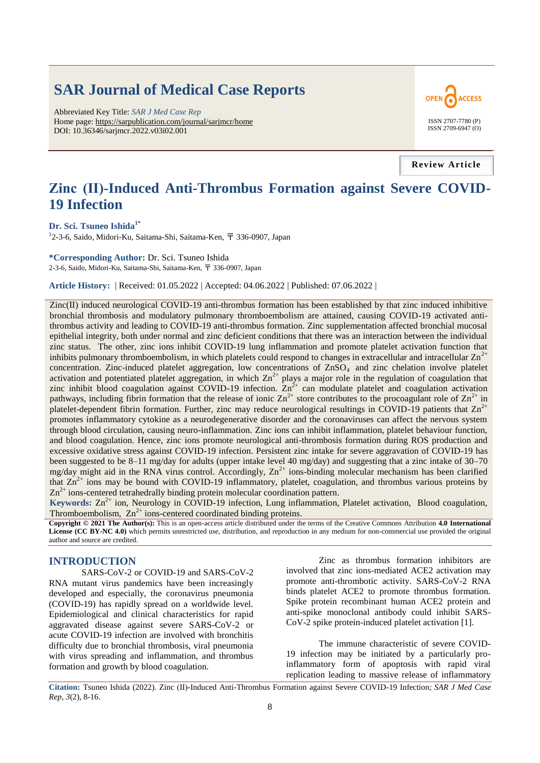# SAR Journal of Medical Case Reports

Abbreviated Key Title: *SAR J Med Case Rep*
Home page: https://sarpublication.com/journal/sarjmcr/home
DOI: 10.36346/sarjmcr.2022.v03i02.001

OPEN ACCESS

ISSN 2707-7780 (P)
ISSN 2709-6947 (O)

**Review Article**

# Zinc (II)-Induced Anti-Thrombus Formation against Severe COVID-19 Infection

**Dr. Sci. Tsuneo Ishida[1*]**

[1]2-3-6, Saido, Midori-Ku, Saitama-Shi, Saitama-Ken, 〒 336-0907, Japan

***Corresponding Author:** Dr. Sci. Tsuneo Ishida
2-3-6, Saido, Midori-Ku, Saitama-Shi, Saitama-Ken, 〒 336-0907, Japan

**Article History:** | Received: 01.05.2022 | Accepted: 04.06.2022 | Published: 07.06.2022 |

Zinc(II) induced neurological COVID-19 anti-thrombus formation has been established by that zinc induced inhibitive bronchial thrombosis and modulatory pulmonary thromboembolism are attained, causing COVID-19 activated anti-thrombus activity and leading to COVID-19 anti-thrombus formation. Zinc supplementation affected bronchial mucosal epithelial integrity, both under normal and zinc deficient conditions that there was an interaction between the individual zinc status. The other, zinc ions inhibit COVID-19 lung inflammation and promote platelet activation function that inhibits pulmonary thromboembolism, in which platelets could respond to changes in extracellular and intracellular $Zn^{2+}$ concentration. Zinc-induced platelet aggregation, low concentrations of $ZnSO_4$ and zinc chelation involve platelet activation and potentiated platelet aggregation, in which $Zn^{2+}$ plays a major role in the regulation of coagulation that zinc inhibit blood coagulation against COVID-19 infection. $Zn^{2+}$ can modulate platelet and coagulation activation pathways, including fibrin formation that the release of ionic $Zn^{2+}$ store contributes to the procoagulant role of $Zn^{2+}$ in platelet-dependent fibrin formation. Further, zinc may reduce neurological resultings in COVID-19 patients that $Zn^{2+}$ promotes inflammatory cytokine as a neurodegenerative disorder and the coronaviruses can affect the nervous system through blood circulation, causing neuro-inflammation. Zinc ions can inhibit inflammation, platelet behaviour function, and blood coagulation. Hence, zinc ions promote neurological anti-thrombosis formation during ROS production and excessive oxidative stress against COVID-19 infection. Persistent zinc intake for severe aggravation of COVID-19 has been suggested to be 8–11 mg/day for adults (upper intake level 40 mg/day) and suggesting that a zinc intake of 30–70 mg/day might aid in the RNA virus control. Accordingly, $Zn^{2+}$ ions-binding molecular mechanism has been clarified that $Zn^{2+}$ ions may be bound with COVID-19 inflammatory, platelet, coagulation, and thrombus various proteins by $Zn^{2+}$ ions-centered tetrahedrally binding protein molecular coordination pattern.

**Keywords:** $Zn^{2+}$ ion, Neurology in COVID-19 infection, Lung inflammation, Platelet activation, Blood coagulation, Thromboembolism, $Zn^{2+}$ ions-centered coordinated binding proteins.

**Copyright © 2021 The Author(s):** This is an open-access article distributed under the terms of the Creative Commons Attribution **4.0 International License (CC BY-NC 4.0)** which permits unrestricted use, distribution, and reproduction in any medium for non-commercial use provided the original author and source are credited.

## INTRODUCTION

SARS-CoV-2 or COVID-19 and SARS-CoV-2 RNA mutant virus pandemics have been increasingly developed and especially, the coronavirus pneumonia (COVID-19) has rapidly spread on a worldwide level. Epidemiological and clinical characteristics for rapid aggravated disease against severe SARS-CoV-2 or acute COVID-19 infection are involved with bronchitis difficulty due to bronchial thrombosis, viral pneumonia with virus spreading and inflammation, and thrombus formation and growth by blood coagulation.

Zinc as thrombus formation inhibitors are involved that zinc ions-mediated ACE2 activation may promote anti-thrombotic activity. SARS-CoV-2 RNA binds platelet ACE2 to promote thrombus formation. Spike protein recombinant human ACE2 protein and anti-spike monoclonal antibody could inhibit SARS-CoV-2 spike protein-induced platelet activation [1].

The immune characteristic of severe COVID-19 infection may be initiated by a particularly pro-inflammatory form of apoptosis with rapid viral replication leading to massive release of inflammatory

**Citation:** Tsuneo Ishida (2022). Zinc (II)-Induced Anti-Thrombus Formation against Severe COVID-19 Infection; *SAR J Med Case Rep*, *3*(2), 8-16.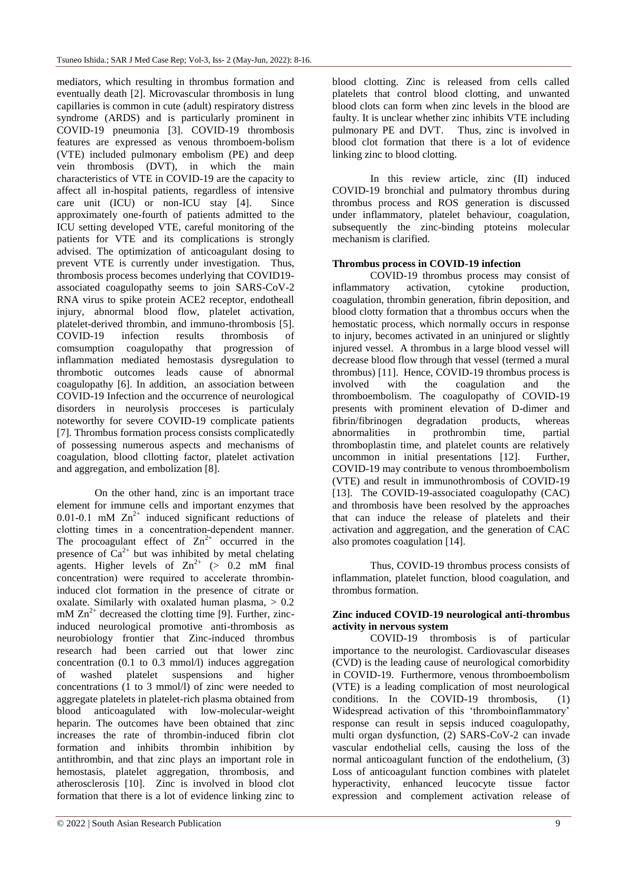mediators, which resulting in thrombus formation and eventually death [2]. Microvascular thrombosis in lung capillaries is common in cute (adult) respiratory distress syndrome (ARDS) and is particularly prominent in COVID-19 pneumonia [3]. COVID-19 thrombosis features are expressed as venous thromboem-bolism (VTE) included pulmonary embolism (PE) and deep vein thrombosis (DVT), in which the main characteristics of VTE in COVID-19 are the capacity to affect all in-hospital patients, regardless of intensive care unit (ICU) or non-ICU stay [4]. Since approximately one-fourth of patients admitted to the ICU setting developed VTE, careful monitoring of the patients for VTE and its complications is strongly advised. The optimization of anticoagulant dosing to prevent VTE is currently under investigation. Thus, thrombosis process becomes underlying that COVID19-associated coagulopathy seems to join SARS-CoV-2 RNA virus to spike protein ACE2 receptor, endotheall injury, abnormal blood flow, platelet activation, platelet-derived thrombin, and immuno-thrombosis [5]. COVID-19 infection results thrombosis of comsumption coagulopathy that progression of inflammation mediated hemostasis dysregulation to thrombotic outcomes leads cause of abnormal coagulopathy [6]. In addition, an association between COVID-19 Infection and the occurrence of neurological disorders in neurolysis procceses is particulaly noteworthy for severe COVID-19 complicate patients [7]. Thrombus formation process consists complicatedly of possessing numerous aspects and mechanisms of coagulation, blood cllotting factor, platelet activation and aggregation, and embolization [8].

On the other hand, zinc is an important trace element for immune cells and important enzymes that 0.01-0.1 mM $Zn^{2+}$ induced significant reductions of clotting times in a concentration-dependent manner. The procoagulant effect of $Zn^{2+}$ occurred in the presence of $Ca^{2+}$ but was inhibited by metal chelating agents. Higher levels of $Zn^{2+}$ (> 0.2 mM final concentration) were required to accelerate thrombin-induced clot formation in the presence of citrate or oxalate. Similarly with oxalated human plasma, > 0.2 mM $Zn^{2+}$ decreased the clotting time [9]. Further, zinc-induced neurological promotive anti-thrombosis as neurobiology frontier that Zinc-induced thrombus research had been carried out that lower zinc concentration (0.1 to 0.3 mmol/l) induces aggregation of washed platelet suspensions and higher concentrations (1 to 3 mmol/l) of zinc were needed to aggregate platelets in platelet-rich plasma obtained from blood anticoagulated with low-molecular-weight heparin. The outcomes have been obtained that zinc increases the rate of thrombin-induced fibrin clot formation and inhibits thrombin inhibition by antithrombin, and that zinc plays an important role in hemostasis, platelet aggregation, thrombosis, and atherosclerosis [10]. Zinc is involved in blood clot formation that there is a lot of evidence linking zinc to blood clotting. Zinc is released from cells called platelets that control blood clotting, and unwanted blood clots can form when zinc levels in the blood are faulty. It is unclear whether zinc inhibits VTE including pulmonary PE and DVT. Thus, zinc is involved in blood clot formation that there is a lot of evidence linking zinc to blood clotting.

In this review article, zinc (II) induced COVID-19 bronchial and pulmatory thrombus during thrombus process and ROS generation is discussed under inflammatory, platelet behaviour, coagulation, subsequently the zinc-binding ptoteins molecular mechanism is clarified.

## Thrombus process in COVID-19 infection

COVID-19 thrombus process may consist of inflammatory activation, cytokine production, coagulation, thrombin generation, fibrin deposition, and blood clotty formation that a thrombus occurs when the hemostatic process, which normally occurs in response to injury, becomes activated in an uninjured or slightly injured vessel. A thrombus in a large blood vessel will decrease blood flow through that vessel (termed a mural thrombus) [11]. Hence, COVID-19 thrombus process is involved with the coagulation and the thromboembolism. The coagulopathy of COVID-19 presents with prominent elevation of D-dimer and fibrin/fibrinogen degradation products, whereas abnormalities in prothrombin time, partial thromboplastin time, and platelet counts are relatively uncommon in initial presentations [12]. Further, COVID-19 may contribute to venous thromboembolism (VTE) and result in immunothrombosis of COVID-19 [13]. The COVID-19-associated coagulopathy (CAC) and thrombosis have been resolved by the approaches that can induce the release of platelets and their activation and aggregation, and the generation of CAC also promotes coagulation [14].

Thus, COVID-19 thrombus process consists of inflammation, platelet function, blood coagulation, and thrombus formation.

## Zinc induced COVID-19 neurological anti-thrombus activity in nervous system

COVID-19 thrombosis is of particular importance to the neurologist. Cardiovascular diseases (CVD) is the leading cause of neurological comorbidity in COVID-19. Furthermore, venous thromboembolism (VTE) is a leading complication of most neurological conditions. In the COVID-19 thrombosis, (1) Widespread activation of this 'thromboinflammatory' response can result in sepsis induced coagulopathy, multi organ dysfunction, (2) SARS-CoV-2 can invade vascular endothelial cells, causing the loss of the normal anticoagulant function of the endothelium, (3) Loss of anticoagulant function combines with platelet hyperactivity, enhanced leucocyte tissue factor expression and complement activation release of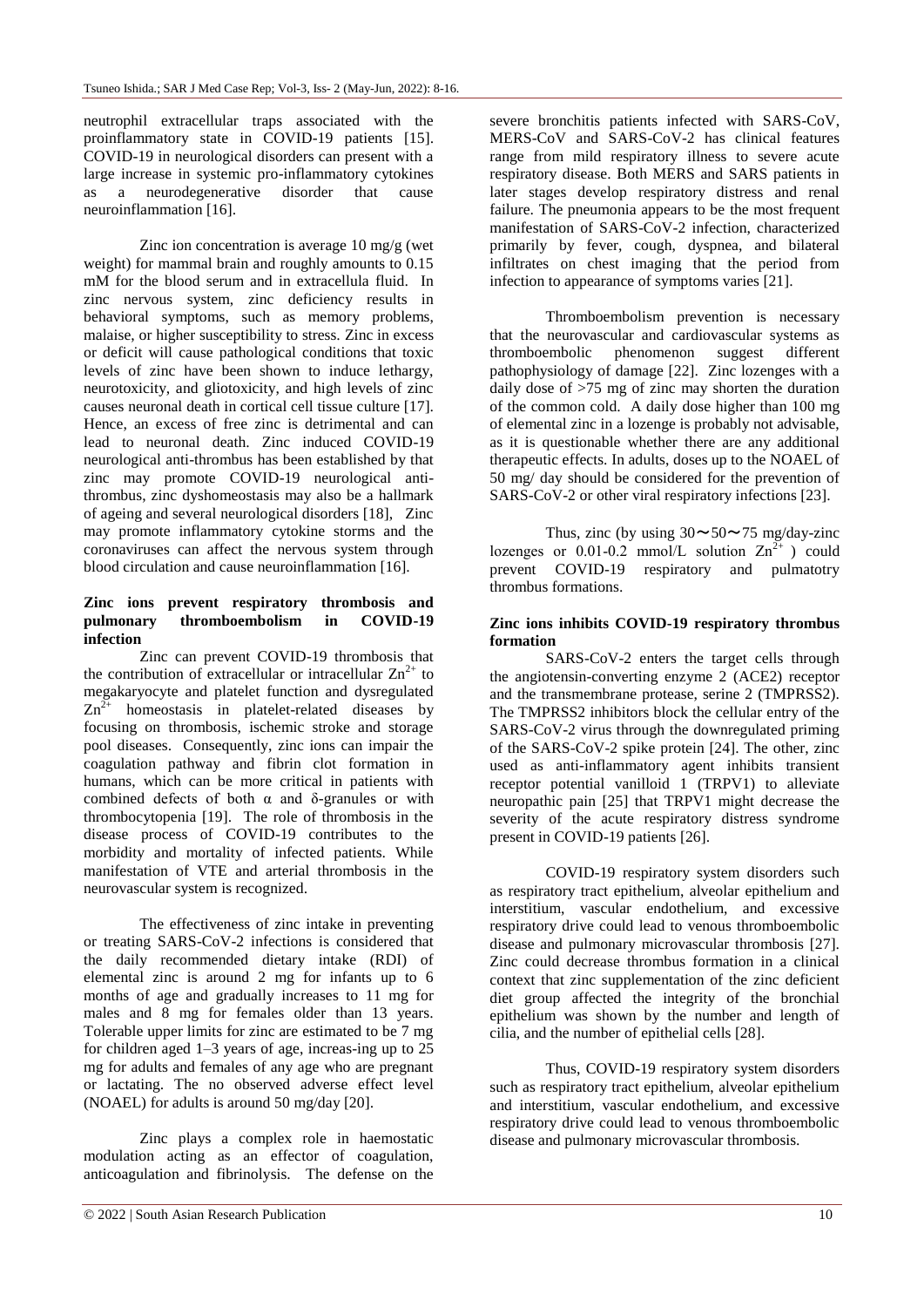neutrophil extracellular traps associated with the proinflammatory state in COVID-19 patients [15]. COVID-19 in neurological disorders can present with a large increase in systemic pro-inflammatory cytokines as a neurodegenerative disorder that cause neuroinflammation [16].

Zinc ion concentration is average 10 mg/g (wet weight) for mammal brain and roughly amounts to 0.15 mM for the blood serum and in extracellula fluid. In zinc nervous system, zinc deficiency results in behavioral symptoms, such as memory problems, malaise, or higher susceptibility to stress. Zinc in excess or deficit will cause pathological conditions that toxic levels of zinc have been shown to induce lethargy, neurotoxicity, and gliotoxicity, and high levels of zinc causes neuronal death in cortical cell tissue culture [17]. Hence, an excess of free zinc is detrimental and can lead to neuronal death. Zinc induced COVID-19 neurological anti-thrombus has been established by that zinc may promote COVID-19 neurological anti-thrombus, zinc dyshomeostasis may also be a hallmark of ageing and several neurological disorders [18], Zinc may promote inflammatory cytokine storms and the coronaviruses can affect the nervous system through blood circulation and cause neuroinflammation [16].

### Zinc ions prevent respiratory thrombosis and pulmonary thromboembolism in COVID-19 infection

Zinc can prevent COVID-19 thrombosis that the contribution of extracellular or intracellular $Zn^{2+}$ to megakaryocyte and platelet function and dysregulated $Zn^{2+}$ homeostasis in platelet-related diseases by focusing on thrombosis, ischemic stroke and storage pool diseases. Consequently, zinc ions can impair the coagulation pathway and fibrin clot formation in humans, which can be more critical in patients with combined defects of both α and δ-granules or with thrombocytopenia [19]. The role of thrombosis in the disease process of COVID-19 contributes to the morbidity and mortality of infected patients. While manifestation of VTE and arterial thrombosis in the neurovascular system is recognized.

The effectiveness of zinc intake in preventing or treating SARS-CoV-2 infections is considered that the daily recommended dietary intake (RDI) of elemental zinc is around 2 mg for infants up to 6 months of age and gradually increases to 11 mg for males and 8 mg for females older than 13 years. Tolerable upper limits for zinc are estimated to be 7 mg for children aged 1–3 years of age, increas-ing up to 25 mg for adults and females of any age who are pregnant or lactating. The no observed adverse effect level (NOAEL) for adults is around 50 mg/day [20].

Zinc plays a complex role in haemostatic modulation acting as an effector of coagulation, anticoagulation and fibrinolysis. The defense on the severe bronchitis patients infected with SARS-CoV, MERS-CoV and SARS-CoV-2 has clinical features range from mild respiratory illness to severe acute respiratory disease. Both MERS and SARS patients in later stages develop respiratory distress and renal failure. The pneumonia appears to be the most frequent manifestation of SARS-CoV-2 infection, characterized primarily by fever, cough, dyspnea, and bilateral infiltrates on chest imaging that the period from infection to appearance of symptoms varies [21].

Thromboembolism prevention is necessary that the neurovascular and cardiovascular systems as thromboembolic phenomenon suggest different pathophysiology of damage [22]. Zinc lozenges with a daily dose of >75 mg of zinc may shorten the duration of the common cold. A daily dose higher than 100 mg of elemental zinc in a lozenge is probably not advisable, as it is questionable whether there are any additional therapeutic effects. In adults, doses up to the NOAEL of 50 mg/ day should be considered for the prevention of SARS-CoV-2 or other viral respiratory infections [23].

Thus, zinc (by using 30〜50〜75 mg/day-zinc lozenges or 0.01-0.2 mmol/L solution $Zn^{2+}$ ) could prevent COVID-19 respiratory and pulmatotry thrombus formations.

### Zinc ions inhibits COVID-19 respiratory thrombus formation

SARS-CoV-2 enters the target cells through the angiotensin-converting enzyme 2 (ACE2) receptor and the transmembrane protease, serine 2 (TMPRSS2). The TMPRSS2 inhibitors block the cellular entry of the SARS-CoV-2 virus through the downregulated priming of the SARS-CoV-2 spike protein [24]. The other, zinc used as anti-inflammatory agent inhibits transient receptor potential vanilloid 1 (TRPV1) to alleviate neuropathic pain [25] that TRPV1 might decrease the severity of the acute respiratory distress syndrome present in COVID-19 patients [26].

COVID-19 respiratory system disorders such as respiratory tract epithelium, alveolar epithelium and interstitium, vascular endothelium, and excessive respiratory drive could lead to venous thromboembolic disease and pulmonary microvascular thrombosis [27]. Zinc could decrease thrombus formation in a clinical context that zinc supplementation of the zinc deficient diet group affected the integrity of the bronchial epithelium was shown by the number and length of cilia, and the number of epithelial cells [28].

Thus, COVID-19 respiratory system disorders such as respiratory tract epithelium, alveolar epithelium and interstitium, vascular endothelium, and excessive respiratory drive could lead to venous thromboembolic disease and pulmonary microvascular thrombosis.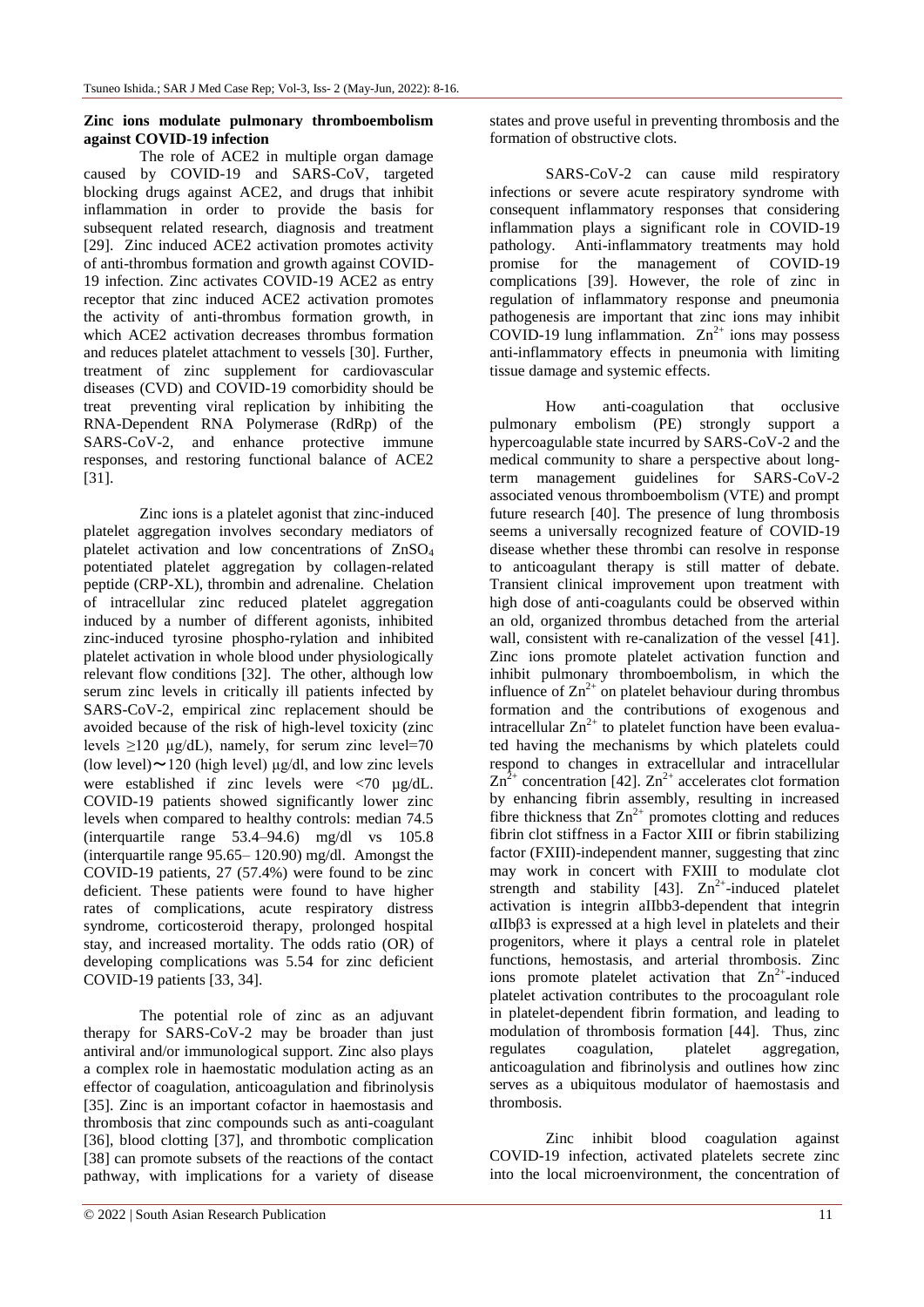**Zinc ions modulate pulmonary thromboembolism against COVID-19 infection**

The role of ACE2 in multiple organ damage caused by COVID-19 and SARS-CoV, targeted blocking drugs against ACE2, and drugs that inhibit inflammation in order to provide the basis for subsequent related research, diagnosis and treatment [29]. Zinc induced ACE2 activation promotes activity of anti-thrombus formation and growth against COVID-19 infection. Zinc activates COVID-19 ACE2 as entry receptor that zinc induced ACE2 activation promotes the activity of anti-thrombus formation growth, in which ACE2 activation decreases thrombus formation and reduces platelet attachment to vessels [30]. Further, treatment of zinc supplement for cardiovascular diseases (CVD) and COVID-19 comorbidity should be treat preventing viral replication by inhibiting the RNA-Dependent RNA Polymerase (RdRp) of the SARS-CoV-2, and enhance protective immune responses, and restoring functional balance of ACE2 [31].

Zinc ions is a platelet agonist that zinc-induced platelet aggregation involves secondary mediators of platelet activation and low concentrations of $ZnSO_4$ potentiated platelet aggregation by collagen-related peptide (CRP-XL), thrombin and adrenaline. Chelation of intracellular zinc reduced platelet aggregation induced by a number of different agonists, inhibited zinc-induced tyrosine phospho-rylation and inhibited platelet activation in whole blood under physiologically relevant flow conditions [32]. The other, although low serum zinc levels in critically ill patients infected by SARS-CoV-2, empirical zinc replacement should be avoided because of the risk of high-level toxicity (zinc levels ≥120 μg/dL), namely, for serum zinc level=70 (low level)〜120 (high level) μg/dl, and low zinc levels were established if zinc levels were <70 μg/dL. COVID-19 patients showed significantly lower zinc levels when compared to healthy controls: median 74.5 (interquartile range 53.4–94.6) mg/dl vs 105.8 (interquartile range 95.65– 120.90) mg/dl. Amongst the COVID-19 patients, 27 (57.4%) were found to be zinc deficient. These patients were found to have higher rates of complications, acute respiratory distress syndrome, corticosteroid therapy, prolonged hospital stay, and increased mortality. The odds ratio (OR) of developing complications was 5.54 for zinc deficient COVID-19 patients [33, 34].

The potential role of zinc as an adjuvant therapy for SARS-CoV-2 may be broader than just antiviral and/or immunological support. Zinc also plays a complex role in haemostatic modulation acting as an effector of coagulation, anticoagulation and fibrinolysis [35]. Zinc is an important cofactor in haemostasis and thrombosis that zinc compounds such as anti-coagulant [36], blood clotting [37], and thrombotic complication [38] can promote subsets of the reactions of the contact pathway, with implications for a variety of disease states and prove useful in preventing thrombosis and the formation of obstructive clots.

SARS-CoV-2 can cause mild respiratory infections or severe acute respiratory syndrome with consequent inflammatory responses that considering inflammation plays a significant role in COVID-19 pathology. Anti-inflammatory treatments may hold promise for the management of COVID-19 complications [39]. However, the role of zinc in regulation of inflammatory response and pneumonia pathogenesis are important that zinc ions may inhibit COVID-19 lung inflammation. $Zn^{2+}$ ions may possess anti-inflammatory effects in pneumonia with limiting tissue damage and systemic effects.

How anti-coagulation that occlusive pulmonary embolism (PE) strongly support a hypercoagulable state incurred by SARS-CoV-2 and the medical community to share a perspective about long-term management guidelines for SARS-CoV-2 associated venous thromboembolism (VTE) and prompt future research [40]. The presence of lung thrombosis seems a universally recognized feature of COVID-19 disease whether these thrombi can resolve in response to anticoagulant therapy is still matter of debate. Transient clinical improvement upon treatment with high dose of anti-coagulants could be observed within an old, organized thrombus detached from the arterial wall, consistent with re-canalization of the vessel [41]. Zinc ions promote platelet activation function and inhibit pulmonary thromboembolism, in which the influence of $Zn^{2+}$ on platelet behaviour during thrombus formation and the contributions of exogenous and intracellular $Zn^{2+}$ to platelet function have been evaluated having the mechanisms by which platelets could respond to changes in extracellular and intracellular $Zn^{2+}$ concentration [42]. $Zn^{2+}$ accelerates clot formation by enhancing fibrin assembly, resulting in increased fibre thickness that $Zn^{2+}$ promotes clotting and reduces fibrin clot stiffness in a Factor XIII or fibrin stabilizing factor (FXIII)-independent manner, suggesting that zinc may work in concert with FXIII to modulate clot strength and stability [43]. $Zn^{2+}$-induced platelet activation is integrin aIIbb3-dependent that integrin αIIbβ3 is expressed at a high level in platelets and their progenitors, where it plays a central role in platelet functions, hemostasis, and arterial thrombosis. Zinc ions promote platelet activation that $Zn^{2+}$-induced platelet activation contributes to the procoagulant role in platelet-dependent fibrin formation, and leading to modulation of thrombosis formation [44]. Thus, zinc regulates coagulation, platelet aggregation, anticoagulation and fibrinolysis and outlines how zinc serves as a ubiquitous modulator of haemostasis and thrombosis.

Zinc inhibit blood coagulation against COVID-19 infection, activated platelets secrete zinc into the local microenvironment, the concentration of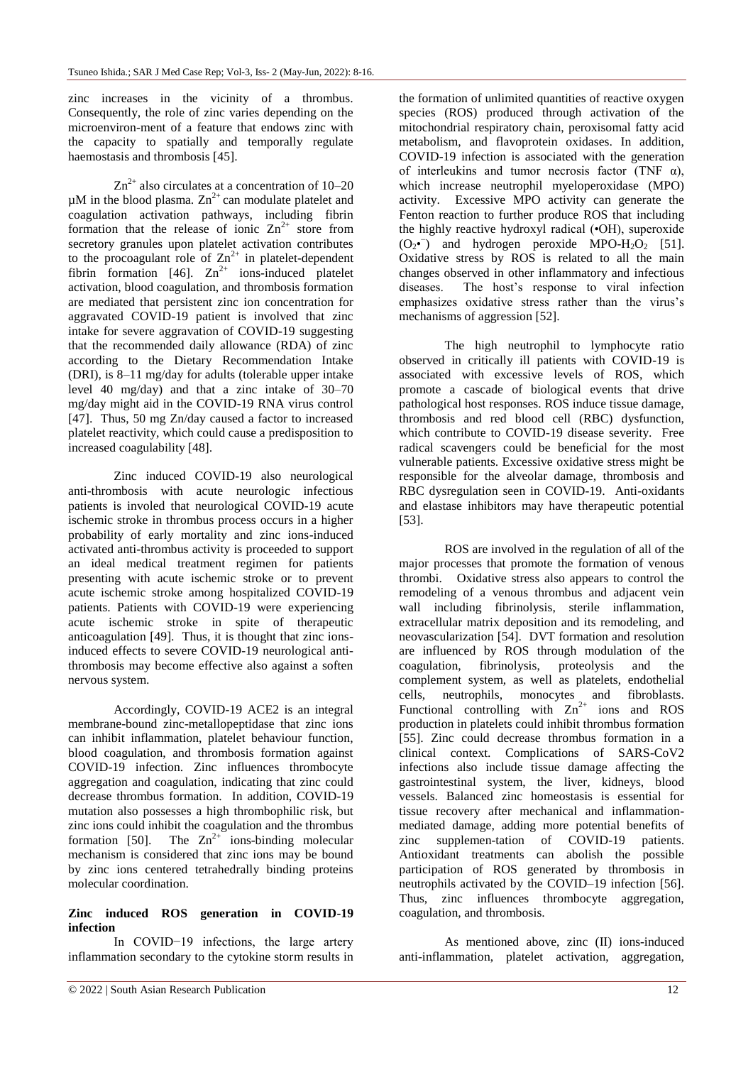zinc increases in the vicinity of a thrombus. Consequently, the role of zinc varies depending on the microenviron-ment of a feature that endows zinc with the capacity to spatially and temporally regulate haemostasis and thrombosis [45].

$Zn^{2+}$ also circulates at a concentration of 10–20 μM in the blood plasma. $Zn^{2+}$ can modulate platelet and coagulation activation pathways, including fibrin formation that the release of ionic $Zn^{2+}$ store from secretory granules upon platelet activation contributes to the procoagulant role of $Zn^{2+}$ in platelet-dependent fibrin formation [46]. $Zn^{2+}$ ions-induced platelet activation, blood coagulation, and thrombosis formation are mediated that persistent zinc ion concentration for aggravated COVID-19 patient is involved that zinc intake for severe aggravation of COVID-19 suggesting that the recommended daily allowance (RDA) of zinc according to the Dietary Recommendation Intake (DRI), is 8–11 mg/day for adults (tolerable upper intake level 40 mg/day) and that a zinc intake of 30–70 mg/day might aid in the COVID-19 RNA virus control [47]. Thus, 50 mg Zn/day caused a factor to increased platelet reactivity, which could cause a predisposition to increased coagulability [48].

Zinc induced COVID-19 also neurological anti-thrombosis with acute neurologic infectious patients is involed that neurological COVID-19 acute ischemic stroke in thrombus process occurs in a higher probability of early mortality and zinc ions-induced activated anti-thrombus activity is proceeded to support an ideal medical treatment regimen for patients presenting with acute ischemic stroke or to prevent acute ischemic stroke among hospitalized COVID-19 patients. Patients with COVID-19 were experiencing acute ischemic stroke in spite of therapeutic anticoagulation [49]. Thus, it is thought that zinc ions-induced effects to severe COVID-19 neurological anti-thrombosis may become effective also against a soften nervous system.

Accordingly, COVID-19 ACE2 is an integral membrane-bound zinc-metallopeptidase that zinc ions can inhibit inflammation, platelet behaviour function, blood coagulation, and thrombosis formation against COVID-19 infection. Zinc influences thrombocyte aggregation and coagulation, indicating that zinc could decrease thrombus formation. In addition, COVID-19 mutation also possesses a high thrombophilic risk, but zinc ions could inhibit the coagulation and the thrombus formation [50]. The $Zn^{2+}$ ions-binding molecular mechanism is considered that zinc ions may be bound by zinc ions centered tetrahedrally binding proteins molecular coordination.

## Zinc induced ROS generation in COVID-19 infection

In COVID−19 infections, the large artery inflammation secondary to the cytokine storm results in the formation of unlimited quantities of reactive oxygen species (ROS) produced through activation of the mitochondrial respiratory chain, peroxisomal fatty acid metabolism, and flavoprotein oxidases. In addition, COVID-19 infection is associated with the generation of interleukins and tumor necrosis factor (TNF α), which increase neutrophil myeloperoxidase (MPO) activity. Excessive MPO activity can generate the Fenton reaction to further produce ROS that including the highly reactive hydroxyl radical (•OH), superoxide ($O_2•^-$) and hydrogen peroxide MPO-$H_2O_2$ [51]. Oxidative stress by ROS is related to all the main changes observed in other inflammatory and infectious diseases. The host's response to viral infection emphasizes oxidative stress rather than the virus's mechanisms of aggression [52].

The high neutrophil to lymphocyte ratio observed in critically ill patients with COVID-19 is associated with excessive levels of ROS, which promote a cascade of biological events that drive pathological host responses. ROS induce tissue damage, thrombosis and red blood cell (RBC) dysfunction, which contribute to COVID-19 disease severity. Free radical scavengers could be beneficial for the most vulnerable patients. Excessive oxidative stress might be responsible for the alveolar damage, thrombosis and RBC dysregulation seen in COVID-19. Anti-oxidants and elastase inhibitors may have therapeutic potential [53].

ROS are involved in the regulation of all of the major processes that promote the formation of venous thrombi. Oxidative stress also appears to control the remodeling of a venous thrombus and adjacent vein wall including fibrinolysis, sterile inflammation, extracellular matrix deposition and its remodeling, and neovascularization [54]. DVT formation and resolution are influenced by ROS through modulation of the coagulation, fibrinolysis, proteolysis and the complement system, as well as platelets, endothelial cells, neutrophils, monocytes and fibroblasts. Functional controlling with $Zn^{2+}$ ions and ROS production in platelets could inhibit thrombus formation [55]. Zinc could decrease thrombus formation in a clinical context. Complications of SARS-CoV2 infections also include tissue damage affecting the gastrointestinal system, the liver, kidneys, blood vessels. Balanced zinc homeostasis is essential for tissue recovery after mechanical and inflammation-mediated damage, adding more potential benefits of zinc supplemen-tation of COVID-19 patients. Antioxidant treatments can abolish the possible participation of ROS generated by thrombosis in neutrophils activated by the COVID–19 infection [56]. Thus, zinc influences thrombocyte aggregation, coagulation, and thrombosis.

As mentioned above, zinc (II) ions-induced anti-inflammation, platelet activation, aggregation,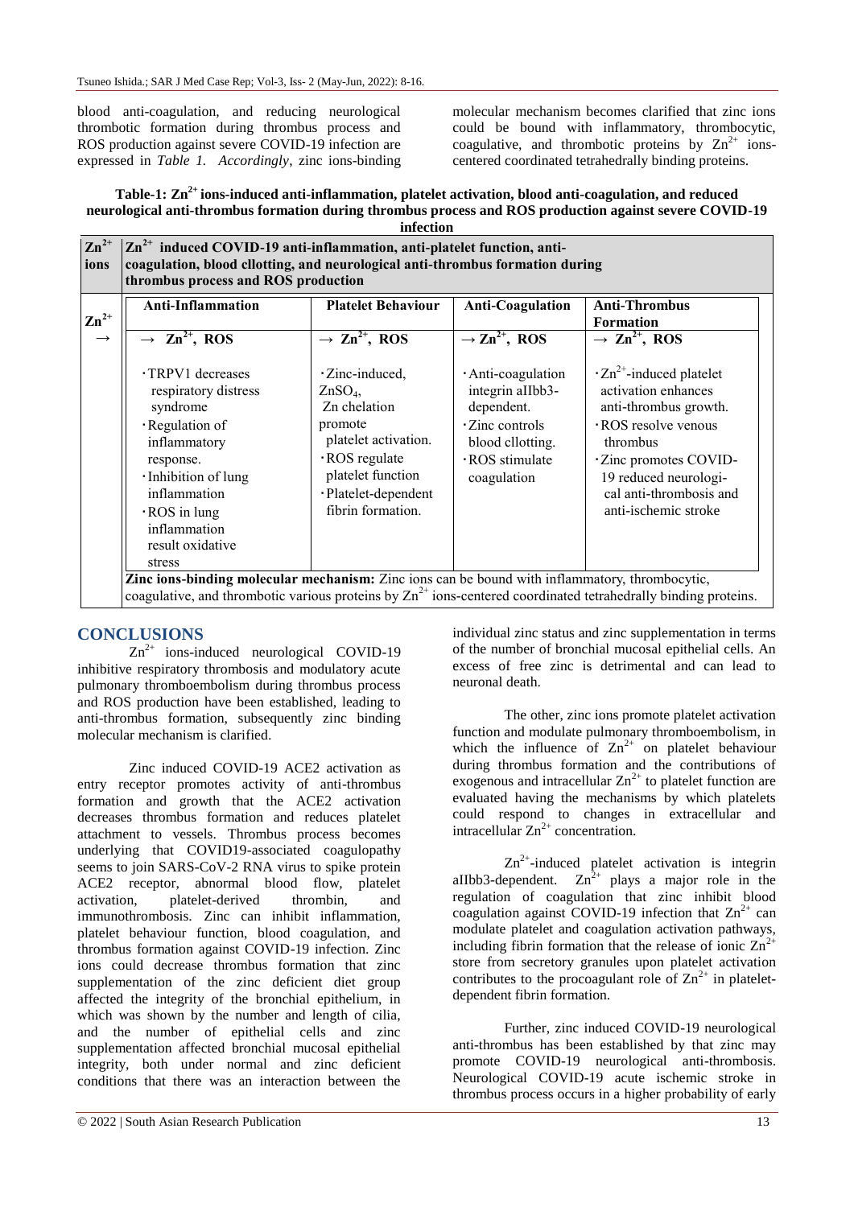blood anti-coagulation, and reducing neurological thrombotic formation during thrombus process and ROS production against severe COVID-19 infection are expressed in *Table 1*. *Accordingly*, zinc ions-binding molecular mechanism becomes clarified that zinc ions could be bound with inflammatory, thrombocytic, coagulative, and thrombotic proteins by $Zn^{2+}$ ions-centered coordinated tetrahedrally binding proteins.

**Table-1: $Zn^{2+}$ ions-induced anti-inflammation, platelet activation, blood anti-coagulation, and reduced neurological anti-thrombus formation during thrombus process and ROS production against severe COVID-19 infection**

| $Zn^{2+}$ ions | $Zn^{2+}$ induced COVID-19 anti-inflammation, anti-platelet function, anti-coagulation, blood cllotting, and neurological anti-thrombus formation during thrombus process and ROS production | | | |
|---|---|---|---|---|
| $Zn^{2+}$ → | **Anti-Inflammation** | **Platelet Behaviour** | **Anti-Coagulation** | **Anti-Thrombus Formation** |
| | → $Zn^{2+}$, ROS | → $Zn^{2+}$, ROS | → $Zn^{2+}$, ROS | → $Zn^{2+}$, ROS |
| | ·TRPV1 decreases respiratory distress syndrome<br>·Regulation of inflammatory response.<br>·Inhibition of lung inflammation<br>·ROS in lung inflammation result oxidative stress | ·Zinc-induced, $ZnSO_4$, Zn chelation promote platelet activation.<br>·ROS regulate platelet function<br>·Platelet-dependent fibrin formation. | ·Anti-coagulation integrin aIIbb3-dependent.<br>·Zinc controls blood cllotting.<br>·ROS stimulate coagulation | ·$Zn^{2+}$-induced platelet activation enhances anti-thrombus growth.<br>·ROS resolve venous thrombus<br>·Zinc promotes COVID-19 reduced neurological anti-thrombosis and anti-ischemic stroke |
| | **Zinc ions-binding molecular mechanism:** Zinc ions can be bound with inflammatory, thrombocytic, coagulative, and thrombotic various proteins by $Zn^{2+}$ ions-centered coordinated tetrahedrally binding proteins. | | | |

## CONCLUSIONS

$Zn^{2+}$ ions-induced neurological COVID-19 inhibitive respiratory thrombosis and modulatory acute pulmonary thromboembolism during thrombus process and ROS production have been established, leading to anti-thrombus formation, subsequently zinc binding molecular mechanism is clarified.

Zinc induced COVID-19 ACE2 activation as entry receptor promotes activity of anti-thrombus formation and growth that the ACE2 activation decreases thrombus formation and reduces platelet attachment to vessels. Thrombus process becomes underlying that COVID19-associated coagulopathy seems to join SARS-CoV-2 RNA virus to spike protein ACE2 receptor, abnormal blood flow, platelet activation, platelet-derived thrombin, and immunothrombosis. Zinc can inhibit inflammation, platelet behaviour function, blood coagulation, and thrombus formation against COVID-19 infection. Zinc ions could decrease thrombus formation that zinc supplementation of the zinc deficient diet group affected the integrity of the bronchial epithelium, in which was shown by the number and length of cilia, and the number of epithelial cells and zinc supplementation affected bronchial mucosal epithelial integrity, both under normal and zinc deficient conditions that there was an interaction between the individual zinc status and zinc supplementation in terms of the number of bronchial mucosal epithelial cells. An excess of free zinc is detrimental and can lead to neuronal death.

The other, zinc ions promote platelet activation function and modulate pulmonary thromboembolism, in which the influence of $Zn^{2+}$ on platelet behaviour during thrombus formation and the contributions of exogenous and intracellular $Zn^{2+}$ to platelet function are evaluated having the mechanisms by which platelets could respond to changes in extracellular and intracellular $Zn^{2+}$ concentration.

$Zn^{2+}$-induced platelet activation is integrin aIIbb3-dependent. $Zn^{2+}$ plays a major role in the regulation of coagulation that zinc inhibit blood coagulation against COVID-19 infection that $Zn^{2+}$ can modulate platelet and coagulation activation pathways, including fibrin formation that the release of ionic $Zn^{2+}$ store from secretory granules upon platelet activation contributes to the procoagulant role of $Zn^{2+}$ in platelet-dependent fibrin formation.

Further, zinc induced COVID-19 neurological anti-thrombus has been established by that zinc may promote COVID-19 neurological anti-thrombosis. Neurological COVID-19 acute ischemic stroke in thrombus process occurs in a higher probability of early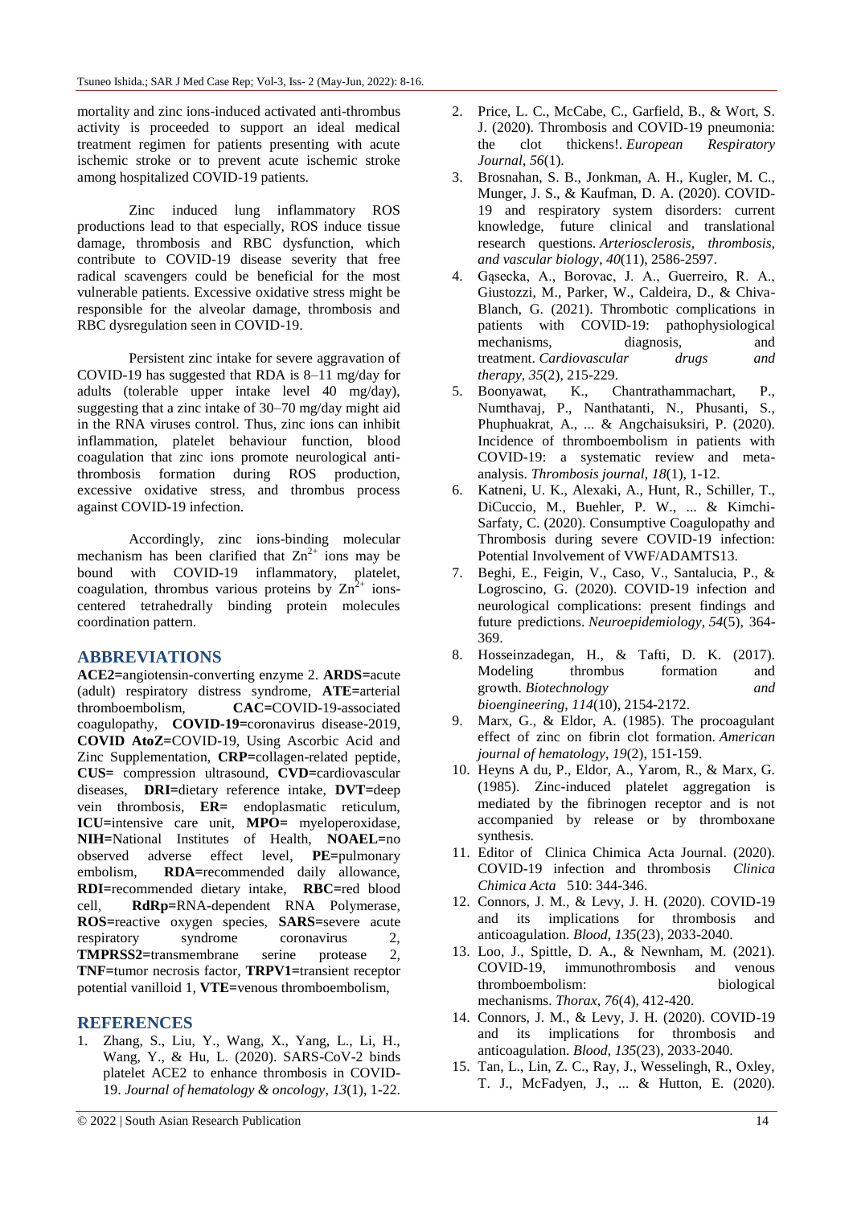mortality and zinc ions-induced activated anti-thrombus activity is proceeded to support an ideal medical treatment regimen for patients presenting with acute ischemic stroke or to prevent acute ischemic stroke among hospitalized COVID-19 patients.

Zinc induced lung inflammatory ROS productions lead to that especially, ROS induce tissue damage, thrombosis and RBC dysfunction, which contribute to COVID-19 disease severity that free radical scavengers could be beneficial for the most vulnerable patients. Excessive oxidative stress might be responsible for the alveolar damage, thrombosis and RBC dysregulation seen in COVID-19.

Persistent zinc intake for severe aggravation of COVID-19 has suggested that RDA is 8–11 mg/day for adults (tolerable upper intake level 40 mg/day), suggesting that a zinc intake of 30–70 mg/day might aid in the RNA viruses control. Thus, zinc ions can inhibit inflammation, platelet behaviour function, blood coagulation that zinc ions promote neurological anti-thrombosis formation during ROS production, excessive oxidative stress, and thrombus process against COVID-19 infection.

Accordingly, zinc ions-binding molecular mechanism has been clarified that $Zn^{2+}$ ions may be bound with COVID-19 inflammatory, platelet, coagulation, thrombus various proteins by $Zn^{2+}$ ions-centered tetrahedrally binding protein molecules coordination pattern.

## ABBREVIATIONS

**ACE2=**angiotensin-converting enzyme 2. **ARDS=**acute (adult) respiratory distress syndrome, **ATE=**arterial thromboembolism, **CAC=**COVID-19-associated coagulopathy, **COVID-19=**coronavirus disease-2019, **COVID AtoZ=**COVID-19, Using Ascorbic Acid and Zinc Supplementation, **CRP=**collagen-related peptide, **CUS=** compression ultrasound, **CVD=**cardiovascular diseases, **DRI=**dietary reference intake, **DVT=**deep vein thrombosis, **ER=** endoplasmatic reticulum, **ICU=**intensive care unit, **MPO=** myeloperoxidase, **NIH=**National Institutes of Health, **NOAEL=**no observed adverse effect level, **PE=**pulmonary embolism, **RDA=**recommended daily allowance, **RDI=**recommended dietary intake, **RBC=**red blood cell, **RdRp=**RNA-dependent RNA Polymerase, **ROS=**reactive oxygen species, **SARS=**severe acute respiratory syndrome coronavirus 2, **TMPRSS2=**transmembrane serine protease 2, **TNF=**tumor necrosis factor, **TRPV1=**transient receptor potential vanilloid 1, **VTE=**venous thromboembolism,

## REFERENCES

1. Zhang, S., Liu, Y., Wang, X., Yang, L., Li, H., Wang, Y., & Hu, L. (2020). SARS-CoV-2 binds platelet ACE2 to enhance thrombosis in COVID-19. *Journal of hematology & oncology*, *13*(1), 1-22.
2. Price, L. C., McCabe, C., Garfield, B., & Wort, S. J. (2020). Thrombosis and COVID-19 pneumonia: the clot thickens!. *European Respiratory Journal*, *56*(1).
3. Brosnahan, S. B., Jonkman, A. H., Kugler, M. C., Munger, J. S., & Kaufman, D. A. (2020). COVID-19 and respiratory system disorders: current knowledge, future clinical and translational research questions. *Arteriosclerosis, thrombosis, and vascular biology*, *40*(11), 2586-2597.
4. Gąsecka, A., Borovac, J. A., Guerreiro, R. A., Giustozzi, M., Parker, W., Caldeira, D., & Chiva-Blanch, G. (2021). Thrombotic complications in patients with COVID-19: pathophysiological mechanisms, diagnosis, and treatment. *Cardiovascular drugs and therapy*, *35*(2), 215-229.
5. Boonyawat, K., Chantrathammachart, P., Numthavaj, P., Nanthatanti, N., Phusanti, S., Phuphuakrat, A., ... & Angchaisuksiri, P. (2020). Incidence of thromboembolism in patients with COVID-19: a systematic review and meta-analysis. *Thrombosis journal*, *18*(1), 1-12.
6. Katneni, U. K., Alexaki, A., Hunt, R., Schiller, T., DiCuccio, M., Buehler, P. W., ... & Kimchi-Sarfaty, C. (2020). Consumptive Coagulopathy and Thrombosis during severe COVID-19 infection: Potential Involvement of VWF/ADAMTS13.
7. Beghi, E., Feigin, V., Caso, V., Santalucia, P., & Logroscino, G. (2020). COVID-19 infection and neurological complications: present findings and future predictions. *Neuroepidemiology*, *54*(5), 364-369.
8. Hosseinzadegan, H., & Tafti, D. K. (2017). Modeling thrombus formation and growth. *Biotechnology and bioengineering*, *114*(10), 2154-2172.
9. Marx, G., & Eldor, A. (1985). The procoagulant effect of zinc on fibrin clot formation. *American journal of hematology*, *19*(2), 151-159.
10. Heyns A du, P., Eldor, A., Yarom, R., & Marx, G. (1985). Zinc-induced platelet aggregation is mediated by the fibrinogen receptor and is not accompanied by release or by thromboxane synthesis.
11. Editor of Clinica Chimica Acta Journal. (2020). COVID-19 infection and thrombosis *Clinica Chimica Acta* 510: 344-346.
12. Connors, J. M., & Levy, J. H. (2020). COVID-19 and its implications for thrombosis and anticoagulation. *Blood*, *135*(23), 2033-2040.
13. Loo, J., Spittle, D. A., & Newnham, M. (2021). COVID-19, immunothrombosis and venous thromboembolism: biological mechanisms. *Thorax*, *76*(4), 412-420.
14. Connors, J. M., & Levy, J. H. (2020). COVID-19 and its implications for thrombosis and anticoagulation. *Blood*, *135*(23), 2033-2040.
15. Tan, L., Lin, Z. C., Ray, J., Wesselingh, R., Oxley, T. J., McFadyen, J., ... & Hutton, E. (2020).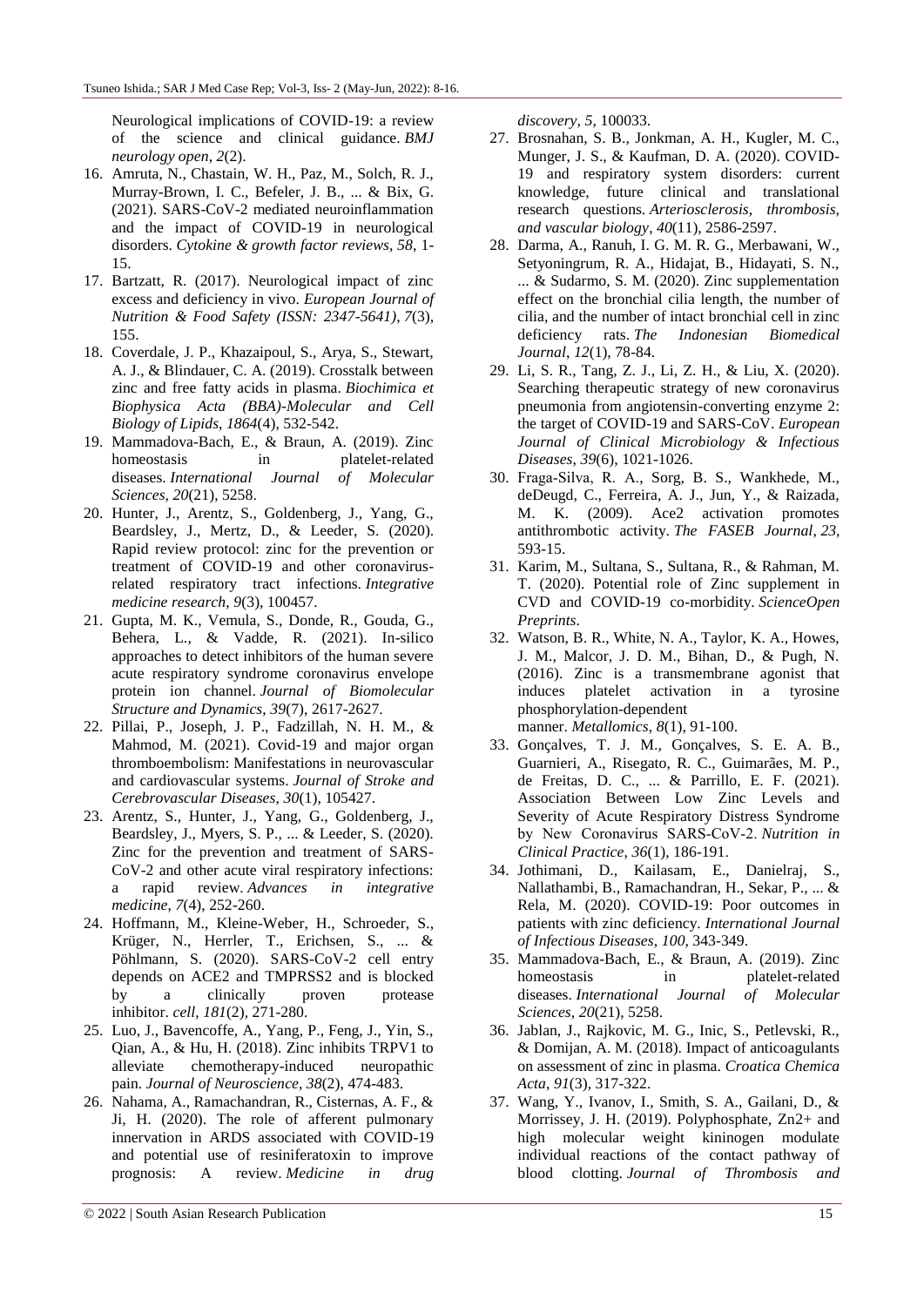Neurological implications of COVID-19: a review of the science and clinical guidance. *BMJ neurology open*, *2*(2).

16. Amruta, N., Chastain, W. H., Paz, M., Solch, R. J., Murray-Brown, I. C., Befeler, J. B., ... & Bix, G. (2021). SARS-CoV-2 mediated neuroinflammation and the impact of COVID-19 in neurological disorders. *Cytokine & growth factor reviews*, *58*, 1-15.
17. Bartzatt, R. (2017). Neurological impact of zinc excess and deficiency in vivo. *European Journal of Nutrition & Food Safety (ISSN: 2347-5641)*, *7*(3), 155.
18. Coverdale, J. P., Khazaipoul, S., Arya, S., Stewart, A. J., & Blindauer, C. A. (2019). Crosstalk between zinc and free fatty acids in plasma. *Biochimica et Biophysica Acta (BBA)-Molecular and Cell Biology of Lipids*, *1864*(4), 532-542.
19. Mammadova-Bach, E., & Braun, A. (2019). Zinc homeostasis in platelet-related diseases. *International Journal of Molecular Sciences*, *20*(21), 5258.
20. Hunter, J., Arentz, S., Goldenberg, J., Yang, G., Beardsley, J., Mertz, D., & Leeder, S. (2020). Rapid review protocol: zinc for the prevention or treatment of COVID-19 and other coronavirus-related respiratory tract infections. *Integrative medicine research*, *9*(3), 100457.
21. Gupta, M. K., Vemula, S., Donde, R., Gouda, G., Behera, L., & Vadde, R. (2021). In-silico approaches to detect inhibitors of the human severe acute respiratory syndrome coronavirus envelope protein ion channel. *Journal of Biomolecular Structure and Dynamics*, *39*(7), 2617-2627.
22. Pillai, P., Joseph, J. P., Fadzillah, N. H. M., & Mahmod, M. (2021). Covid-19 and major organ thromboembolism: Manifestations in neurovascular and cardiovascular systems. *Journal of Stroke and Cerebrovascular Diseases*, *30*(1), 105427.
23. Arentz, S., Hunter, J., Yang, G., Goldenberg, J., Beardsley, J., Myers, S. P., ... & Leeder, S. (2020). Zinc for the prevention and treatment of SARS-CoV-2 and other acute viral respiratory infections: a rapid review. *Advances in integrative medicine*, *7*(4), 252-260.
24. Hoffmann, M., Kleine-Weber, H., Schroeder, S., Krüger, N., Herrler, T., Erichsen, S., ... & Pöhlmann, S. (2020). SARS-CoV-2 cell entry depends on ACE2 and TMPRSS2 and is blocked by a clinically proven protease inhibitor. *cell*, *181*(2), 271-280.
25. Luo, J., Bavencoffe, A., Yang, P., Feng, J., Yin, S., Qian, A., & Hu, H. (2018). Zinc inhibits TRPV1 to alleviate chemotherapy-induced neuropathic pain. *Journal of Neuroscience*, *38*(2), 474-483.
26. Nahama, A., Ramachandran, R., Cisternas, A. F., & Ji, H. (2020). The role of afferent pulmonary innervation in ARDS associated with COVID-19 and potential use of resiniferatoxin to improve prognosis: A review. *Medicine in drug discovery*, *5*, 100033.
27. Brosnahan, S. B., Jonkman, A. H., Kugler, M. C., Munger, J. S., & Kaufman, D. A. (2020). COVID-19 and respiratory system disorders: current knowledge, future clinical and translational research questions. *Arteriosclerosis, thrombosis, and vascular biology*, *40*(11), 2586-2597.
28. Darma, A., Ranuh, I. G. M. R. G., Merbawani, W., Setyoningrum, R. A., Hidajat, B., Hidayati, S. N., ... & Sudarmo, S. M. (2020). Zinc supplementation effect on the bronchial cilia length, the number of cilia, and the number of intact bronchial cell in zinc deficiency rats. *The Indonesian Biomedical Journal*, *12*(1), 78-84.
29. Li, S. R., Tang, Z. J., Li, Z. H., & Liu, X. (2020). Searching therapeutic strategy of new coronavirus pneumonia from angiotensin-converting enzyme 2: the target of COVID-19 and SARS-CoV. *European Journal of Clinical Microbiology & Infectious Diseases*, *39*(6), 1021-1026.
30. Fraga-Silva, R. A., Sorg, B. S., Wankhede, M., deDeugd, C., Ferreira, A. J., Jun, Y., & Raizada, M. K. (2009). Ace2 activation promotes antithrombotic activity. *The FASEB Journal*, *23*, 593-15.
31. Karim, M., Sultana, S., Sultana, R., & Rahman, M. T. (2020). Potential role of Zinc supplement in CVD and COVID-19 co-morbidity. *ScienceOpen Preprints*.
32. Watson, B. R., White, N. A., Taylor, K. A., Howes, J. M., Malcor, J. D. M., Bihan, D., & Pugh, N. (2016). Zinc is a transmembrane agonist that induces platelet activation in a tyrosine phosphorylation-dependent manner. *Metallomics*, *8*(1), 91-100.
33. Gonçalves, T. J. M., Gonçalves, S. E. A. B., Guarnieri, A., Risegato, R. C., Guimarães, M. P., de Freitas, D. C., ... & Parrillo, E. F. (2021). Association Between Low Zinc Levels and Severity of Acute Respiratory Distress Syndrome by New Coronavirus SARS-CoV-2. *Nutrition in Clinical Practice*, *36*(1), 186-191.
34. Jothimani, D., Kailasam, E., Danielraj, S., Nallathambi, B., Ramachandran, H., Sekar, P., ... & Rela, M. (2020). COVID-19: Poor outcomes in patients with zinc deficiency. *International Journal of Infectious Diseases*, *100*, 343-349.
35. Mammadova-Bach, E., & Braun, A. (2019). Zinc homeostasis in platelet-related diseases. *International Journal of Molecular Sciences*, *20*(21), 5258.
36. Jablan, J., Rajkovic, M. G., Inic, S., Petlevski, R., & Domijan, A. M. (2018). Impact of anticoagulants on assessment of zinc in plasma. *Croatica Chemica Acta*, *91*(3), 317-322.
37. Wang, Y., Ivanov, I., Smith, S. A., Gailani, D., & Morrissey, J. H. (2019). Polyphosphate, Zn2+ and high molecular weight kininogen modulate individual reactions of the contact pathway of blood clotting. *Journal of Thrombosis and*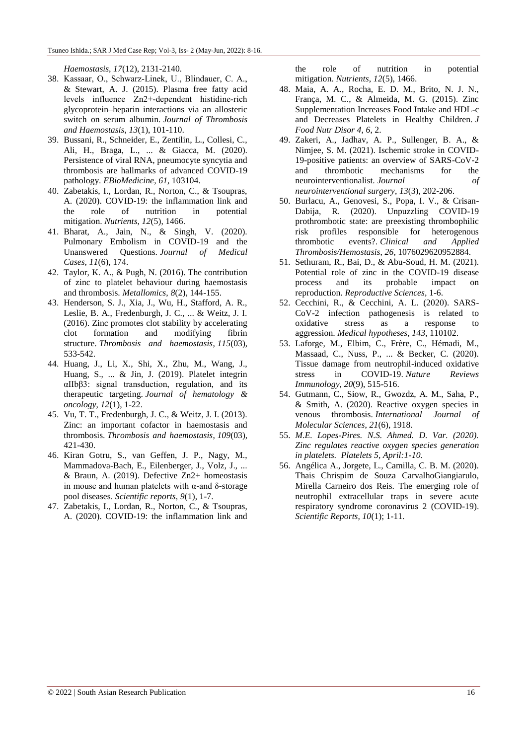*Haemostasis*, *17*(12), 2131-2140.

38. Kassaar, O., Schwarz-Linek, U., Blindauer, C. A., & Stewart, A. J. (2015). Plasma free fatty acid levels influence Zn2+-dependent histidine-rich glycoprotein–heparin interactions via an allosteric switch on serum albumin. *Journal of Thrombosis and Haemostasis*, *13*(1), 101-110.
39. Bussani, R., Schneider, E., Zentilin, L., Collesi, C., Ali, H., Braga, L., ... & Giacca, M. (2020). Persistence of viral RNA, pneumocyte syncytia and thrombosis are hallmarks of advanced COVID-19 pathology. *EBioMedicine*, *61*, 103104.
40. Zabetakis, I., Lordan, R., Norton, C., & Tsoupras, A. (2020). COVID-19: the inflammation link and the role of nutrition in potential mitigation. *Nutrients*, *12*(5), 1466.
41. Bharat, A., Jain, N., & Singh, V. (2020). Pulmonary Embolism in COVID-19 and the Unanswered Questions. *Journal of Medical Cases*, *11*(6), 174.
42. Taylor, K. A., & Pugh, N. (2016). The contribution of zinc to platelet behaviour during haemostasis and thrombosis. *Metallomics*, *8*(2), 144-155.
43. Henderson, S. J., Xia, J., Wu, H., Stafford, A. R., Leslie, B. A., Fredenburgh, J. C., ... & Weitz, J. I. (2016). Zinc promotes clot stability by accelerating clot formation and modifying fibrin structure. *Thrombosis and haemostasis*, *115*(03), 533-542.
44. Huang, J., Li, X., Shi, X., Zhu, M., Wang, J., Huang, S., ... & Jin, J. (2019). Platelet integrin αIIbβ3: signal transduction, regulation, and its therapeutic targeting. *Journal of hematology & oncology*, *12*(1), 1-22.
45. Vu, T. T., Fredenburgh, J. C., & Weitz, J. I. (2013). Zinc: an important cofactor in haemostasis and thrombosis. *Thrombosis and haemostasis*, *109*(03), 421-430.
46. Kiran Gotru, S., van Geffen, J. P., Nagy, M., Mammadova-Bach, E., Eilenberger, J., Volz, J., ... & Braun, A. (2019). Defective Zn2+ homeostasis in mouse and human platelets with α-and δ-storage pool diseases. *Scientific reports*, *9*(1), 1-7.
47. Zabetakis, I., Lordan, R., Norton, C., & Tsoupras, A. (2020). COVID-19: the inflammation link and the role of nutrition in potential mitigation. *Nutrients*, *12*(5), 1466.
48. Maia, A. A., Rocha, E. D. M., Brito, N. J. N., França, M. C., & Almeida, M. G. (2015). Zinc Supplementation Increases Food Intake and HDL-c and Decreases Platelets in Healthy Children. *J Food Nutr Disor 4*, *6*, 2.
49. Zakeri, A., Jadhav, A. P., Sullenger, B. A., & Nimjee, S. M. (2021). Ischemic stroke in COVID-19-positive patients: an overview of SARS-CoV-2 and thrombotic mechanisms for the neurointerventionalist. *Journal of neurointerventional surgery*, *13*(3), 202-206.
50. Burlacu, A., Genovesi, S., Popa, I. V., & Crisan-Dabija, R. (2020). Unpuzzling COVID-19 prothrombotic state: are preexisting thrombophilic risk profiles responsible for heterogenous thrombotic events?. *Clinical and Applied Thrombosis/Hemostasis*, *26*, 1076029620952884.
51. Sethuram, R., Bai, D., & Abu-Soud, H. M. (2021). Potential role of zinc in the COVID-19 disease process and its probable impact on reproduction. *Reproductive Sciences*, 1-6.
52. Cecchini, R., & Cecchini, A. L. (2020). SARS-CoV-2 infection pathogenesis is related to oxidative stress as a response to aggression. *Medical hypotheses*, *143*, 110102.
53. Laforge, M., Elbim, C., Frère, C., Hémadi, M., Massaad, C., Nuss, P., ... & Becker, C. (2020). Tissue damage from neutrophil-induced oxidative stress in COVID-19. *Nature Reviews Immunology*, *20*(9), 515-516.
54. Gutmann, C., Siow, R., Gwozdz, A. M., Saha, P., & Smith, A. (2020). Reactive oxygen species in venous thrombosis. *International Journal of Molecular Sciences*, *21*(6), 1918.
55. *M.E. Lopes-Pires. N.S. Ahmed. D. Var. (2020). Zinc regulates reactive oxygen species generation in platelets. Platelets 5, April:1-10.*
56. Angélica A., Jorgete, L., Camilla, C. B. M. (2020). Thais Chrispim de Souza CarvalhoGiangiarulo, Mirella Carneiro dos Reis. The emerging role of neutrophil extracellular traps in severe acute respiratory syndrome coronavirus 2 (COVID-19). *Scientific Reports, 10*(1); 1-11.